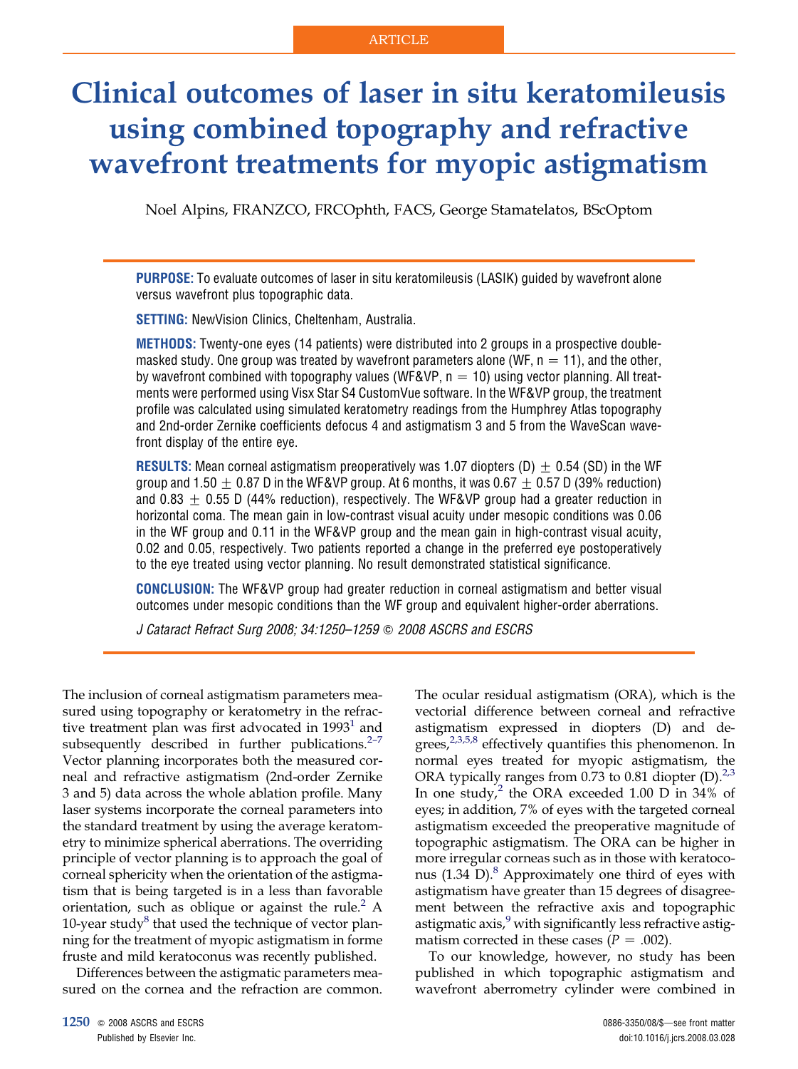ARTICLE

# Clinical outcomes of laser in situ keratomileusis using combined topography and refractive wavefront treatments for myopic astigmatism

Noel Alpins, FRANZCO, FRCOphth, FACS, George Stamatelatos, BScOptom

**PURPOSE:** To evaluate outcomes of laser in situ keratomileusis (LASIK) guided by wavefront alone versus wavefront plus topographic data.

**SETTING:** NewVision Clinics, Cheltenham, Australia.

**METHODS:** Twenty-one eyes (14 patients) were distributed into 2 groups in a prospective double-masked study. One group was treated by wavefront parameters alone (WF, n = 11), and the other, by wavefront combined with topography values (WF&VP, n = 10) using vector planning. All treatments were performed using Visx Star S4 CustomVue software. In the WF&VP group, the treatment profile was calculated using simulated keratometry readings from the Humphrey Atlas topography and 2nd-order Zernike coefficients defocus 4 and astigmatism 3 and 5 from the WaveScan wavefront display of the entire eye.

**RESULTS:** Mean corneal astigmatism preoperatively was 1.07 diopters (D) ± 0.54 (SD) in the WF group and 1.50 ± 0.87 D in the WF&VP group. At 6 months, it was 0.67 ± 0.57 D (39% reduction) and 0.83 ± 0.55 D (44% reduction), respectively. The WF&VP group had a greater reduction in horizontal coma. The mean gain in low-contrast visual acuity under mesopic conditions was 0.06 in the WF group and 0.11 in the WF&VP group and the mean gain in high-contrast visual acuity, 0.02 and 0.05, respectively. Two patients reported a change in the preferred eye postoperatively to the eye treated using vector planning. No result demonstrated statistical significance.

**CONCLUSION:** The WF&VP group had greater reduction in corneal astigmatism and better visual outcomes under mesopic conditions than the WF group and equivalent higher-order aberrations.

*J Cataract Refract Surg 2008; 34:1250–1259 © 2008 ASCRS and ESCRS*

The inclusion of corneal astigmatism parameters measured using topography or keratometry in the refractive treatment plan was first advocated in 1993[1] and subsequently described in further publications.[2–7] Vector planning incorporates both the measured corneal and refractive astigmatism (2nd-order Zernike 3 and 5) data across the whole ablation profile. Many laser systems incorporate the corneal parameters into the standard treatment by using the average keratometry to minimize spherical aberrations. The overriding principle of vector planning is to approach the goal of corneal sphericity when the orientation of the astigmatism that is being targeted is in a less than favorable orientation, such as oblique or against the rule.[2] A 10-year study[8] that used the technique of vector planning for the treatment of myopic astigmatism in forme fruste and mild keratoconus was recently published.

Differences between the astigmatic parameters measured on the cornea and the refraction are common. The ocular residual astigmatism (ORA), which is the vectorial difference between corneal and refractive astigmatism expressed in diopters (D) and degrees,[2,3,5,8] effectively quantifies this phenomenon. In normal eyes treated for myopic astigmatism, the ORA typically ranges from 0.73 to 0.81 diopter (D).[2,3] In one study,[2] the ORA exceeded 1.00 D in 34% of eyes; in addition, 7% of eyes with the targeted corneal astigmatism exceeded the preoperative magnitude of topographic astigmatism. The ORA can be higher in more irregular corneas such as in those with keratoconus (1.34 D).[8] Approximately one third of eyes with astigmatism have greater than 15 degrees of disagreement between the refractive axis and topographic astigmatic axis,[9] with significantly less refractive astigmatism corrected in these cases ($P = .002$).

To our knowledge, however, no study has been published in which topographic astigmatism and wavefront aberrometry cylinder were combined in

© 2008 ASCRS and ESCRS
Published by Elsevier Inc.

0886-3350/08/$—see front matter
doi:10.1016/j.jcrs.2008.03.028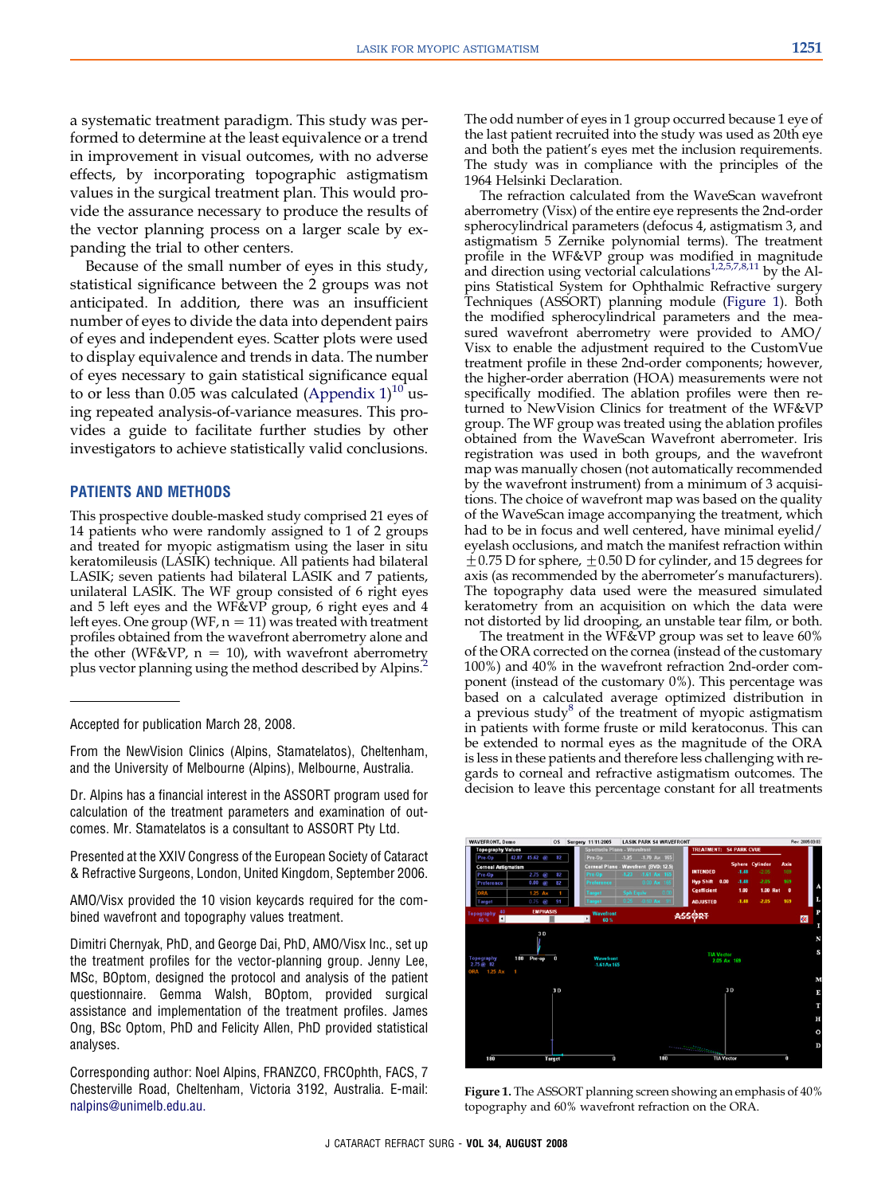a systematic treatment paradigm. This study was performed to determine at the least equivalence or a trend in improvement in visual outcomes, with no adverse effects, by incorporating topographic astigmatism values in the surgical treatment plan. This would provide the assurance necessary to produce the results of the vector planning process on a larger scale by expanding the trial to other centers.

Because of the small number of eyes in this study, statistical significance between the 2 groups was not anticipated. In addition, there was an insufficient number of eyes to divide the data into dependent pairs of eyes and independent eyes. Scatter plots were used to display equivalence and trends in data. The number of eyes necessary to gain statistical significance equal to or less than 0.05 was calculated (Appendix 1)[10] using repeated analysis-of-variance measures. This provides a guide to facilitate further studies by other investigators to achieve statistically valid conclusions.

## PATIENTS AND METHODS

This prospective double-masked study comprised 21 eyes of 14 patients who were randomly assigned to 1 of 2 groups and treated for myopic astigmatism using the laser in situ keratomileusis (LASIK) technique. All patients had bilateral LASIK; seven patients had bilateral LASIK and 7 patients, unilateral LASIK. The WF group consisted of 6 right eyes and 5 left eyes and the WF&VP group, 6 right eyes and 4 left eyes. One group (WF, n = 11) was treated with treatment profiles obtained from the wavefront aberrometry alone and the other (WF&VP, n = 10), with wavefront aberrometry plus vector planning using the method described by Alpins.[2]

Accepted for publication March 28, 2008.

From the NewVision Clinics (Alpins, Stamatelatos), Cheltenham, and the University of Melbourne (Alpins), Melbourne, Australia.

Dr. Alpins has a financial interest in the ASSORT program used for calculation of the treatment parameters and examination of outcomes. Mr. Stamatelatos is a consultant to ASSORT Pty Ltd.

Presented at the XXIV Congress of the European Society of Cataract & Refractive Surgeons, London, United Kingdom, September 2006.

AMO/Visx provided the 10 vision keycards required for the combined wavefront and topography values treatment.

Dimitri Chernyak, PhD, and George Dai, PhD, AMO/Visx Inc., set up the treatment profiles for the vector-planning group. Jenny Lee, MSc, BOptom, designed the protocol and analysis of the patient questionnaire. Gemma Walsh, BOptom, provided surgical assistance and implementation of the treatment profiles. James Ong, BSc Optom, PhD and Felicity Allen, PhD provided statistical analyses.

Corresponding author: Noel Alpins, FRANZCO, FRCOphth, FACS, 7 Chesterville Road, Cheltenham, Victoria 3192, Australia. E-mail: nalpins@unimelb.edu.au.

The odd number of eyes in 1 group occurred because 1 eye of the last patient recruited into the study was used as 20th eye and both the patient's eyes met the inclusion requirements. The study was in compliance with the principles of the 1964 Helsinki Declaration.

The refraction calculated from the WaveScan wavefront aberrometry (Visx) of the entire eye represents the 2nd-order spherocylindrical parameters (defocus 4, astigmatism 3, and astigmatism 5 Zernike polynomial terms). The treatment profile in the WF&VP group was modified in magnitude and direction using vectorial calculations[1,2,5,7,8,11] by the Alpins Statistical System for Ophthalmic Refractive surgery Techniques (ASSORT) planning module (Figure 1). Both the modified spherocylindrical parameters and the measured wavefront aberrometry were provided to AMO/Visx to enable the adjustment required to the CustomVue treatment profile in these 2nd-order components; however, the higher-order aberration (HOA) measurements were not specifically modified. The ablation profiles were then returned to NewVision Clinics for treatment of the WF&VP group. The WF group was treated using the ablation profiles obtained from the WaveScan Wavefront aberrometer. Iris registration was used in both groups, and the wavefront map was manually chosen (not automatically recommended by the wavefront instrument) from a minimum of 3 acquisitions. The choice of wavefront map was based on the quality of the WaveScan image accompanying the treatment, which had to be in focus and well centered, have minimal eyelid/eyelash occlusions, and match the manifest refraction within ±0.75 D for sphere, ±0.50 D for cylinder, and 15 degrees for axis (as recommended by the aberrometer's manufacturers). The topography data used were the measured simulated keratometry from an acquisition on which the data were not distorted by lid drooping, an unstable tear film, or both.

The treatment in the WF&VP group was set to leave 60% of the ORA corrected on the cornea (instead of the customary 100%) and 40% in the wavefront refraction 2nd-order component (instead of the customary 0%). This percentage was based on a calculated average optimized distribution in a previous study[8] of the treatment of myopic astigmatism in patients with forme fruste or mild keratoconus. This can be extended to normal eyes as the magnitude of the ORA is less in these patients and therefore less challenging with regards to corneal and refractive astigmatism outcomes. The decision to leave this percentage constant for all treatments

**Figure 1.** The ASSORT planning screen showing an emphasis of 40% topography and 60% wavefront refraction on the ORA.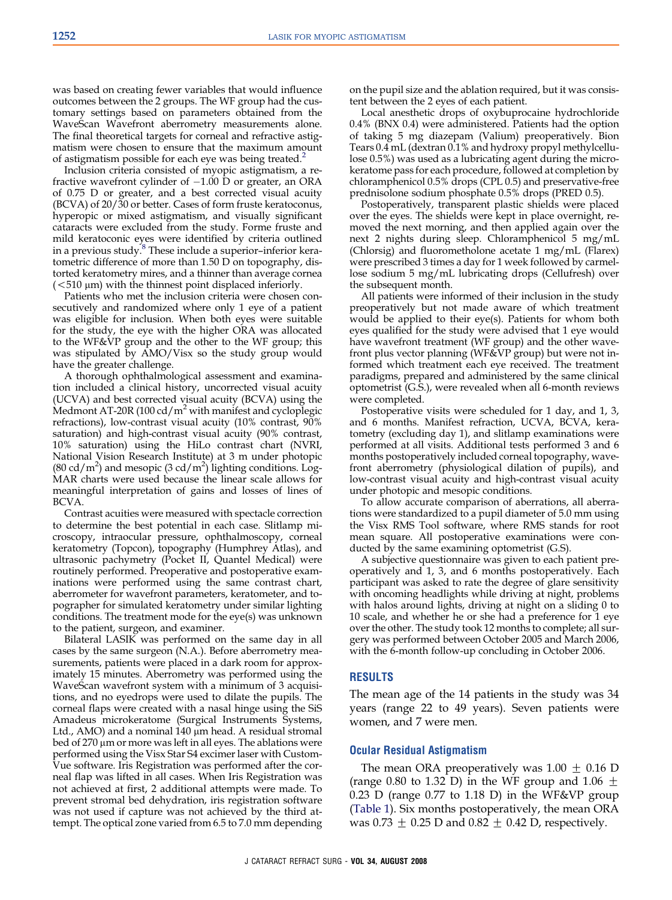was based on creating fewer variables that would influence outcomes between the 2 groups. The WF group had the customary settings based on parameters obtained from the WaveScan Wavefront aberrometry measurements alone. The final theoretical targets for corneal and refractive astigmatism were chosen to ensure that the maximum amount of astigmatism possible for each eye was being treated.[2]

Inclusion criteria consisted of myopic astigmatism, a refractive wavefront cylinder of −1.00 D or greater, an ORA of 0.75 D or greater, and a best corrected visual acuity (BCVA) of 20/30 or better. Cases of form fruste keratoconus, hyperopic or mixed astigmatism, and visually significant cataracts were excluded from the study. Forme fruste and mild keratoconic eyes were identified by criteria outlined in a previous study.[8] These include a superior–inferior keratometric difference of more than 1.50 D on topography, distorted keratometry mires, and a thinner than average cornea (<510 μm) with the thinnest point displaced inferiorly.

Patients who met the inclusion criteria were chosen consecutively and randomized where only 1 eye of a patient was eligible for inclusion. When both eyes were suitable for the study, the eye with the higher ORA was allocated to the WF&VP group and the other to the WF group; this was stipulated by AMO/Visx so the study group would have the greater challenge.

A thorough ophthalmological assessment and examination included a clinical history, uncorrected visual acuity (UCVA) and best corrected visual acuity (BCVA) using the Medmont AT-20R (100 cd/m$^2$ with manifest and cycloplegic refractions), low-contrast visual acuity (10% contrast, 90% saturation) and high-contrast visual acuity (90% contrast, 10% saturation) using the HiLo contrast chart (NVRI, National Vision Research Institute) at 3 m under photopic (80 cd/m$^2$) and mesopic (3 cd/m$^2$) lighting conditions. LogMAR charts were used because the linear scale allows for meaningful interpretation of gains and losses of lines of BCVA.

Contrast acuities were measured with spectacle correction to determine the best potential in each case. Slitlamp microscopy, intraocular pressure, ophthalmoscopy, corneal keratometry (Topcon), topography (Humphrey Atlas), and ultrasonic pachymetry (Pocket II, Quantel Medical) were routinely performed. Preoperative and postoperative examinations were performed using the same contrast chart, aberrometer for wavefront parameters, keratometer, and topographer for simulated keratometry under similar lighting conditions. The treatment mode for the eye(s) was unknown to the patient, surgeon, and examiner.

Bilateral LASIK was performed on the same day in all cases by the same surgeon (N.A.). Before aberrometry measurements, patients were placed in a dark room for approximately 15 minutes. Aberrometry was performed using the WaveScan wavefront system with a minimum of 3 acquisitions, and no eyedrops were used to dilate the pupils. The corneal flaps were created with a nasal hinge using the SiS Amadeus microkeratome (Surgical Instruments Systems, Ltd., AMO) and a nominal 140 μm head. A residual stromal bed of 270 μm or more was left in all eyes. The ablations were performed using the Visx Star S4 excimer laser with CustomVue software. Iris Registration was performed after the corneal flap was lifted in all cases. When Iris Registration was not achieved at first, 2 additional attempts were made. To prevent stromal bed dehydration, iris registration software was not used if capture was not achieved by the third attempt. The optical zone varied from 6.5 to 7.0 mm depending on the pupil size and the ablation required, but it was consistent between the 2 eyes of each patient.

Local anesthetic drops of oxybuprocaine hydrochloride 0.4% (BNX 0.4) were administered. Patients had the option of taking 5 mg diazepam (Valium) preoperatively. Bion Tears 0.4 mL (dextran 0.1% and hydroxy propyl methylcellulose 0.5%) was used as a lubricating agent during the microkeratome pass for each procedure, followed at completion by chloramphenicol 0.5% drops (CPL 0.5) and preservative-free prednisolone sodium phosphate 0.5% drops (PRED 0.5).

Postoperatively, transparent plastic shields were placed over the eyes. The shields were kept in place overnight, removed the next morning, and then applied again over the next 2 nights during sleep. Chloramphenicol 5 mg/mL (Chlorsig) and fluorometholone acetate 1 mg/mL (Flarex) were prescribed 3 times a day for 1 week followed by carmellose sodium 5 mg/mL lubricating drops (Cellufresh) over the subsequent month.

All patients were informed of their inclusion in the study preoperatively but not made aware of which treatment would be applied to their eye(s). Patients for whom both eyes qualified for the study were advised that 1 eye would have wavefront treatment (WF group) and the other wavefront plus vector planning (WF&VP group) but were not informed which treatment each eye received. The treatment paradigms, prepared and administered by the same clinical optometrist (G.S.), were revealed when all 6-month reviews were completed.

Postoperative visits were scheduled for 1 day, and 1, 3, and 6 months. Manifest refraction, UCVA, BCVA, keratometry (excluding day 1), and slitlamp examinations were performed at all visits. Additional tests performed 3 and 6 months postoperatively included corneal topography, wavefront aberrometry (physiological dilation of pupils), and low-contrast visual acuity and high-contrast visual acuity under photopic and mesopic conditions.

To allow accurate comparison of aberrations, all aberrations were standardized to a pupil diameter of 5.0 mm using the Visx RMS Tool software, where RMS stands for root mean square. All postoperative examinations were conducted by the same examining optometrist (G.S).

A subjective questionnaire was given to each patient preoperatively and 1, 3, and 6 months postoperatively. Each participant was asked to rate the degree of glare sensitivity with oncoming headlights while driving at night, problems with halos around lights, driving at night on a sliding 0 to 10 scale, and whether he or she had a preference for 1 eye over the other. The study took 12 months to complete; all surgery was performed between October 2005 and March 2006, with the 6-month follow-up concluding in October 2006.

## RESULTS

The mean age of the 14 patients in the study was 34 years (range 22 to 49 years). Seven patients were women, and 7 were men.

### Ocular Residual Astigmatism

The mean ORA preoperatively was 1.00 ± 0.16 D (range 0.80 to 1.32 D) in the WF group and 1.06 ± 0.23 D (range 0.77 to 1.18 D) in the WF&VP group (Table 1). Six months postoperatively, the mean ORA was 0.73 ± 0.25 D and 0.82 ± 0.42 D, respectively.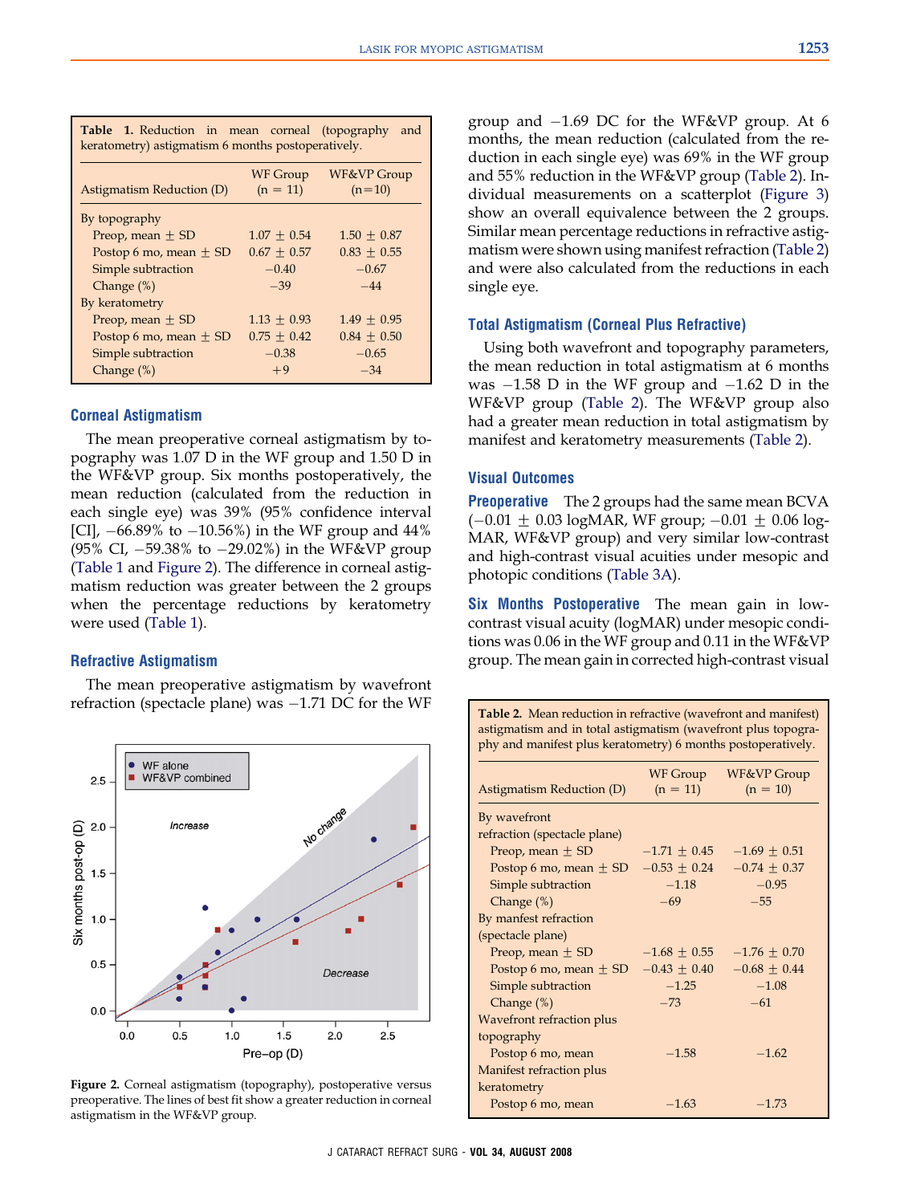**Table 1.** Reduction in mean corneal (topography and keratometry) astigmatism 6 months postoperatively.

| Astigmatism Reduction (D) | WF Group (n = 11) | WF&VP Group (n=10) |
|---|---|---|
| By topography | | |
| Preop, mean ± SD | 1.07 ± 0.54 | 1.50 ± 0.87 |
| Postop 6 mo, mean ± SD | 0.67 ± 0.57 | 0.83 ± 0.55 |
| Simple subtraction | −0.40 | −0.67 |
| Change (%) | −39 | −44 |
| By keratometry | | |
| Preop, mean ± SD | 1.13 ± 0.93 | 1.49 ± 0.95 |
| Postop 6 mo, mean ± SD | 0.75 ± 0.42 | 0.84 ± 0.50 |
| Simple subtraction | −0.38 | −0.65 |
| Change (%) | +9 | −34 |

## Corneal Astigmatism

The mean preoperative corneal astigmatism by topography was 1.07 D in the WF group and 1.50 D in the WF&VP group. Six months postoperatively, the mean reduction (calculated from the reduction in each single eye) was 39% (95% confidence interval [CI], −66.89% to −10.56%) in the WF group and 44% (95% CI, −59.38% to −29.02%) in the WF&VP group (Table 1 and Figure 2). The difference in corneal astigmatism reduction was greater between the 2 groups when the percentage reductions by keratometry were used (Table 1).

## Refractive Astigmatism

The mean preoperative astigmatism by wavefront refraction (spectacle plane) was −1.71 DC for the WF group and −1.69 DC for the WF&VP group. At 6 months, the mean reduction (calculated from the reduction in each single eye) was 69% in the WF group and 55% reduction in the WF&VP group (Table 2). Individual measurements on a scatterplot (Figure 3) show an overall equivalence between the 2 groups. Similar mean percentage reductions in refractive astigmatism were shown using manifest refraction (Table 2) and were also calculated from the reductions in each single eye.

**Figure 2.** Corneal astigmatism (topography), postoperative versus preoperative. The lines of best fit show a greater reduction in corneal astigmatism in the WF&VP group.

## Total Astigmatism (Corneal Plus Refractive)

Using both wavefront and topography parameters, the mean reduction in total astigmatism at 6 months was −1.58 D in the WF group and −1.62 D in the WF&VP group (Table 2). The WF&VP group also had a greater mean reduction in total astigmatism by manifest and keratometry measurements (Table 2).

## Visual Outcomes

**Preoperative** The 2 groups had the same mean BCVA (−0.01 ± 0.03 logMAR, WF group; −0.01 ± 0.06 logMAR, WF&VP group) and very similar low-contrast and high-contrast visual acuities under mesopic and photopic conditions (Table 3A).

**Six Months Postoperative** The mean gain in low-contrast visual acuity (logMAR) under mesopic conditions was 0.06 in the WF group and 0.11 in the WF&VP group. The mean gain in corrected high-contrast visual

**Table 2.** Mean reduction in refractive (wavefront and manifest) astigmatism and in total astigmatism (wavefront plus topography and manifest plus keratometry) 6 months postoperatively.

| Astigmatism Reduction (D) | WF Group (n = 11) | WF&VP Group (n = 10) |
|---|---|---|
| By wavefront refraction (spectacle plane) | | |
| Preop, mean ± SD | −1.71 ± 0.45 | −1.69 ± 0.51 |
| Postop 6 mo, mean ± SD | −0.53 ± 0.24 | −0.74 ± 0.37 |
| Simple subtraction | −1.18 | −0.95 |
| Change (%) | −69 | −55 |
| By manfest refraction (spectacle plane) | | |
| Preop, mean ± SD | −1.68 ± 0.55 | −1.76 ± 0.70 |
| Postop 6 mo, mean ± SD | −0.43 ± 0.40 | −0.68 ± 0.44 |
| Simple subtraction | −1.25 | −1.08 |
| Change (%) | −73 | −61 |
| Wavefront refraction plus topography | | |
| Postop 6 mo, mean | −1.58 | −1.62 |
| Manifest refraction plus keratometry | | |
| Postop 6 mo, mean | −1.63 | −1.73 |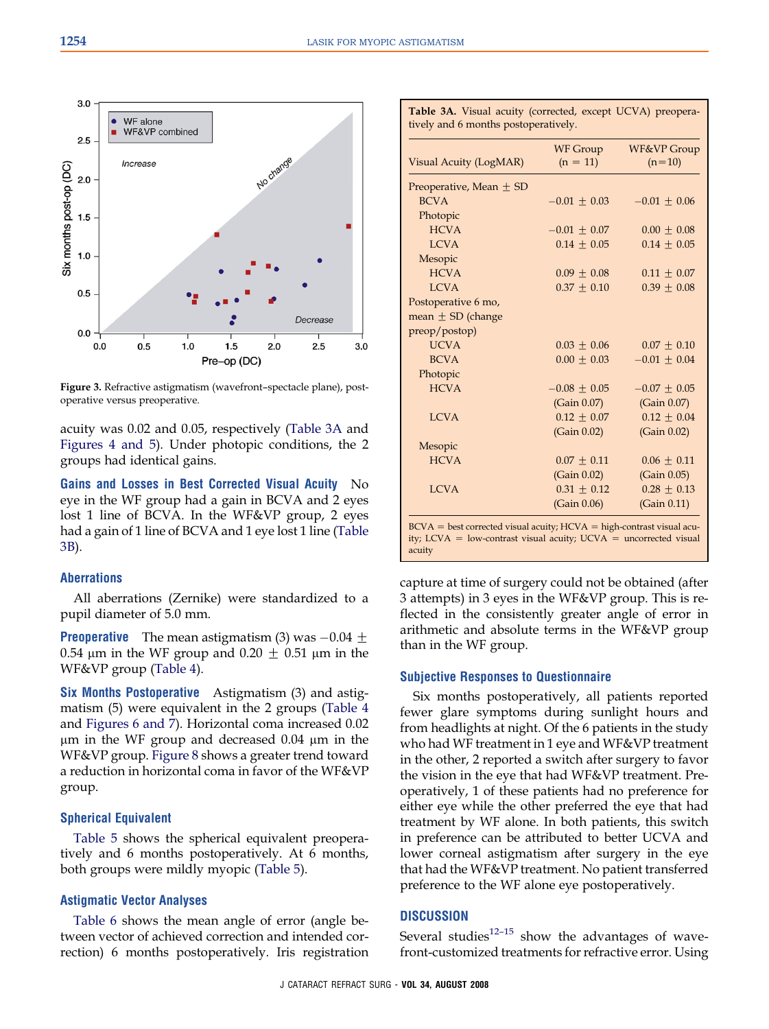Figure 3. Refractive astigmatism (wavefront–spectacle plane), postoperative versus preoperative.

acuity was 0.02 and 0.05, respectively (Table 3A and Figures 4 and 5). Under photopic conditions, the 2 groups had identical gains.

**Gains and Losses in Best Corrected Visual Acuity** No eye in the WF group had a gain in BCVA and 2 eyes lost 1 line of BCVA. In the WF&VP group, 2 eyes had a gain of 1 line of BCVA and 1 eye lost 1 line (Table 3B).

### Aberrations

All aberrations (Zernike) were standardized to a pupil diameter of 5.0 mm.

**Preoperative** The mean astigmatism (3) was −0.04 ± 0.54 μm in the WF group and 0.20 ± 0.51 μm in the WF&VP group (Table 4).

**Six Months Postoperative** Astigmatism (3) and astigmatism (5) were equivalent in the 2 groups (Table 4 and Figures 6 and 7). Horizontal coma increased 0.02 μm in the WF group and decreased 0.04 μm in the WF&VP group. Figure 8 shows a greater trend toward a reduction in horizontal coma in favor of the WF&VP group.

### Spherical Equivalent

Table 5 shows the spherical equivalent preoperatively and 6 months postoperatively. At 6 months, both groups were mildly myopic (Table 5).

### Astigmatic Vector Analyses

Table 6 shows the mean angle of error (angle between vector of achieved correction and intended correction) 6 months postoperatively. Iris registration capture at time of surgery could not be obtained (after 3 attempts) in 3 eyes in the WF&VP group. This is reflected in the consistently greater angle of error in arithmetic and absolute terms in the WF&VP group than in the WF group.

**Table 3A.** Visual acuity (corrected, except UCVA) preoperatively and 6 months postoperatively.

| Visual Acuity (LogMAR) | WF Group (n = 11) | WF&VP Group (n=10) |
|---|---|---|
| Preoperative, Mean ± SD | | |
| BCVA | −0.01 ± 0.03 | −0.01 ± 0.06 |
| Photopic | | |
| HCVA | −0.01 ± 0.07 | 0.00 ± 0.08 |
| LCVA | 0.14 ± 0.05 | 0.14 ± 0.05 |
| Mesopic | | |
| HCVA | 0.09 ± 0.08 | 0.11 ± 0.07 |
| LCVA | 0.37 ± 0.10 | 0.39 ± 0.08 |
| Postoperative 6 mo, mean ± SD (change preop/postop) | | |
| UCVA | 0.03 ± 0.06 | 0.07 ± 0.10 |
| BCVA | 0.00 ± 0.03 | −0.01 ± 0.04 |
| Photopic | | |
| HCVA | −0.08 ± 0.05 (Gain 0.07) | −0.07 ± 0.05 (Gain 0.07) |
| LCVA | 0.12 ± 0.07 (Gain 0.02) | 0.12 ± 0.04 (Gain 0.02) |
| Mesopic | | |
| HCVA | 0.07 ± 0.11 (Gain 0.02) | 0.06 ± 0.11 (Gain 0.05) |
| LCVA | 0.31 ± 0.12 (Gain 0.06) | 0.28 ± 0.13 (Gain 0.11) |

BCVA = best corrected visual acuity; HCVA = high-contrast visual acuity; LCVA = low-contrast visual acuity; UCVA = uncorrected visual acuity

### Subjective Responses to Questionnaire

Six months postoperatively, all patients reported fewer glare symptoms during sunlight hours and from headlights at night. Of the 6 patients in the study who had WF treatment in 1 eye and WF&VP treatment in the other, 2 reported a switch after surgery to favor the vision in the eye that had WF&VP treatment. Preoperatively, 1 of these patients had no preference for either eye while the other preferred the eye that had treatment by WF alone. In both patients, this switch in preference can be attributed to better UCVA and lower corneal astigmatism after surgery in the eye that had the WF&VP treatment. No patient transferred preference to the WF alone eye postoperatively.

## DISCUSSION

Several studies[12–15] show the advantages of wavefront-customized treatments for refractive error. Using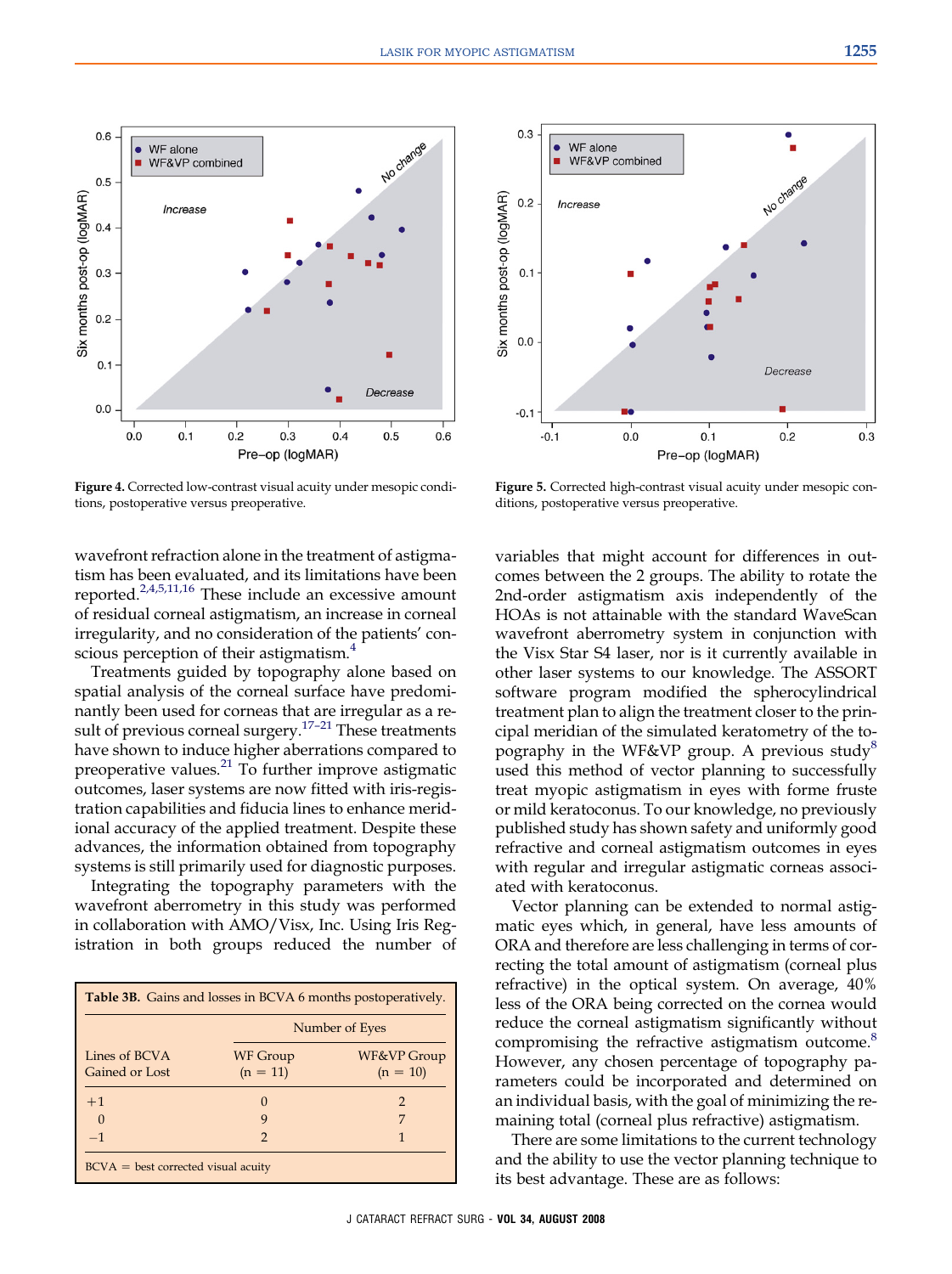Figure 4. Corrected low-contrast visual acuity under mesopic conditions, postoperative versus preoperative.

Figure 5. Corrected high-contrast visual acuity under mesopic conditions, postoperative versus preoperative.

wavefront refraction alone in the treatment of astigmatism has been evaluated, and its limitations have been reported.[2,4,5,11,16] These include an excessive amount of residual corneal astigmatism, an increase in corneal irregularity, and no consideration of the patients' conscious perception of their astigmatism.[4]

Treatments guided by topography alone based on spatial analysis of the corneal surface have predominantly been used for corneas that are irregular as a result of previous corneal surgery.[17–21] These treatments have shown to induce higher aberrations compared to preoperative values.[21] To further improve astigmatic outcomes, laser systems are now fitted with iris-registration capabilities and fiducia lines to enhance meridional accuracy of the applied treatment. Despite these advances, the information obtained from topography systems is still primarily used for diagnostic purposes.

Integrating the topography parameters with the wavefront aberrometry in this study was performed in collaboration with AMO/Visx, Inc. Using Iris Registration in both groups reduced the number of

**Table 3B.** Gains and losses in BCVA 6 months postoperatively.

| Lines of BCVA Gained or Lost | Number of Eyes: WF Group (n = 11) | Number of Eyes: WF&VP Group (n = 10) |
|---|---|---|
| +1 | 0 | 2 |
| 0 | 9 | 7 |
| −1 | 2 | 1 |

BCVA = best corrected visual acuity

variables that might account for differences in outcomes between the 2 groups. The ability to rotate the 2nd-order astigmatism axis independently of the HOAs is not attainable with the standard WaveScan wavefront aberrometry system in conjunction with the Visx Star S4 laser, nor is it currently available in other laser systems to our knowledge. The ASSORT software program modified the spherocylindrical treatment plan to align the treatment closer to the principal meridian of the simulated keratometry of the topography in the WF&VP group. A previous study[8] used this method of vector planning to successfully treat myopic astigmatism in eyes with forme fruste or mild keratoconus. To our knowledge, no previously published study has shown safety and uniformly good refractive and corneal astigmatism outcomes in eyes with regular and irregular astigmatic corneas associated with keratoconus.

Vector planning can be extended to normal astigmatic eyes which, in general, have less amounts of ORA and therefore are less challenging in terms of correcting the total amount of astigmatism (corneal plus refractive) in the optical system. On average, 40% less of the ORA being corrected on the cornea would reduce the corneal astigmatism significantly without compromising the refractive astigmatism outcome.[8] However, any chosen percentage of topography parameters could be incorporated and determined on an individual basis, with the goal of minimizing the remaining total (corneal plus refractive) astigmatism.

There are some limitations to the current technology and the ability to use the vector planning technique to its best advantage. These are as follows: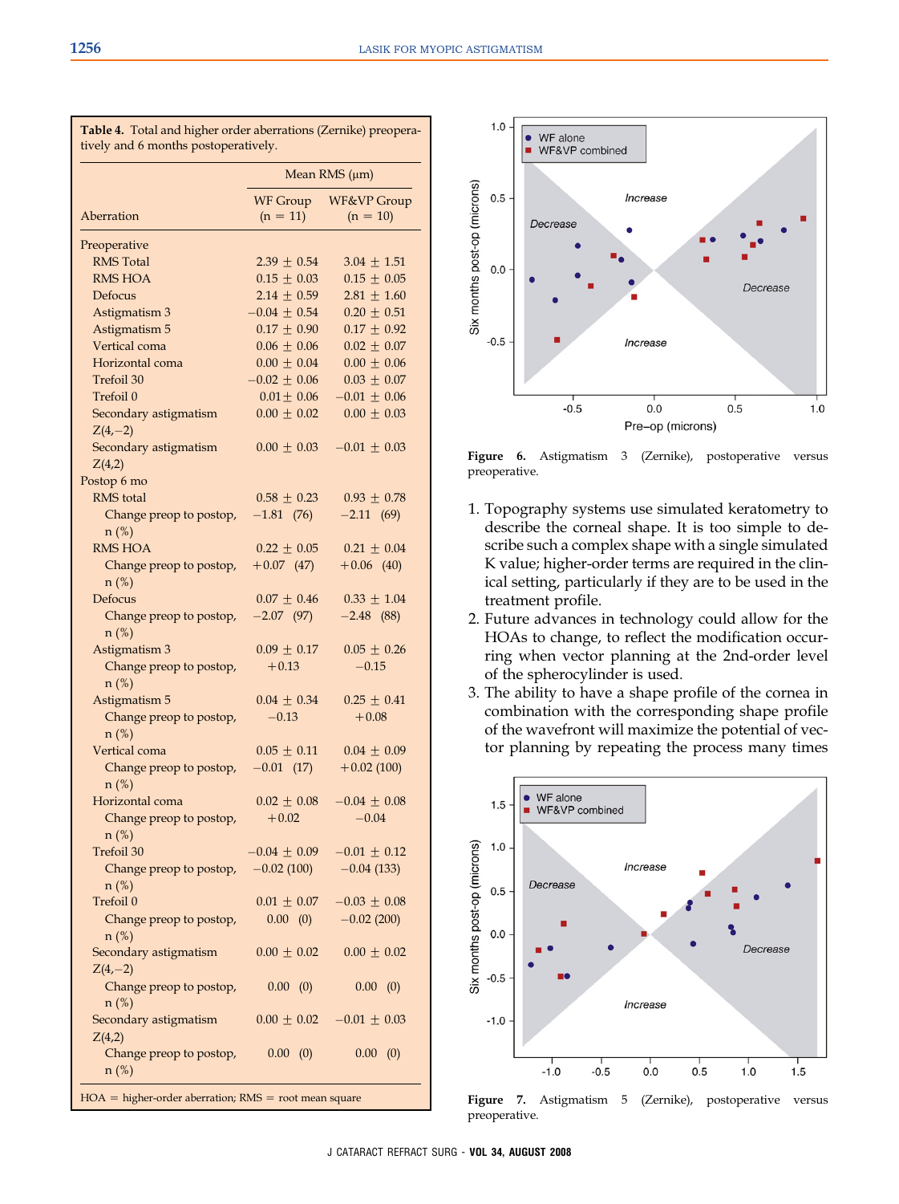**Table 4.** Total and higher order aberrations (Zernike) preoperatively and 6 months postoperatively.

| Aberration | Mean RMS (µm) WF Group (n = 11) | WF&VP Group (n = 10) |
|---|---|---|
| Preoperative | | |
| RMS Total | 2.39 ± 0.54 | 3.04 ± 1.51 |
| RMS HOA | 0.15 ± 0.03 | 0.15 ± 0.05 |
| Defocus | 2.14 ± 0.59 | 2.81 ± 1.60 |
| Astigmatism 3 | −0.04 ± 0.54 | 0.20 ± 0.51 |
| Astigmatism 5 | 0.17 ± 0.90 | 0.17 ± 0.92 |
| Vertical coma | 0.06 ± 0.06 | 0.02 ± 0.07 |
| Horizontal coma | 0.00 ± 0.04 | 0.00 ± 0.06 |
| Trefoil 30 | −0.02 ± 0.06 | 0.03 ± 0.07 |
| Trefoil 0 | 0.01 ± 0.06 | −0.01 ± 0.06 |
| Secondary astigmatism Z(4,−2) | 0.00 ± 0.02 | 0.00 ± 0.03 |
| Secondary astigmatism Z(4,2) | 0.00 ± 0.03 | −0.01 ± 0.03 |
| Postop 6 mo | | |
| RMS total | 0.58 ± 0.23 | 0.93 ± 0.78 |
| Change preop to postop, n (%) | −1.81 (76) | −2.11 (69) |
| RMS HOA | 0.22 ± 0.05 | 0.21 ± 0.04 |
| Change preop to postop, n (%) | +0.07 (47) | +0.06 (40) |
| Defocus | 0.07 ± 0.46 | 0.33 ± 1.04 |
| Change preop to postop, n (%) | −2.07 (97) | −2.48 (88) |
| Astigmatism 3 | 0.09 ± 0.17 | 0.05 ± 0.26 |
| Change preop to postop, n (%) | +0.13 | −0.15 |
| Astigmatism 5 | 0.04 ± 0.34 | 0.25 ± 0.41 |
| Change preop to postop, n (%) | −0.13 | +0.08 |
| Vertical coma | 0.05 ± 0.11 | 0.04 ± 0.09 |
| Change preop to postop, n (%) | −0.01 (17) | +0.02 (100) |
| Horizontal coma | 0.02 ± 0.08 | −0.04 ± 0.08 |
| Change preop to postop, n (%) | +0.02 | −0.04 |
| Trefoil 30 | −0.04 ± 0.09 | −0.01 ± 0.12 |
| Change preop to postop, n (%) | −0.02 (100) | −0.04 (133) |
| Trefoil 0 | 0.01 ± 0.07 | −0.03 ± 0.08 |
| Change preop to postop, n (%) | 0.00 (0) | −0.02 (200) |
| Secondary astigmatism Z(4,−2) | 0.00 ± 0.02 | 0.00 ± 0.02 |
| Change preop to postop, n (%) | 0.00 (0) | 0.00 (0) |
| Secondary astigmatism Z(4,2) | 0.00 ± 0.02 | −0.01 ± 0.03 |
| Change preop to postop, n (%) | 0.00 (0) | 0.00 (0) |

HOA = higher-order aberration; RMS = root mean square

**Figure 6.** Astigmatism 3 (Zernike), postoperative versus preoperative.

1. Topography systems use simulated keratometry to describe the corneal shape. It is too simple to describe such a complex shape with a single simulated K value; higher-order terms are required in the clinical setting, particularly if they are to be used in the treatment profile.
2. Future advances in technology could allow for the HOAs to change, to reflect the modification occurring when vector planning at the 2nd-order level of the spherocylinder is used.
3. The ability to have a shape profile of the cornea in combination with the corresponding shape profile of the wavefront will maximize the potential of vector planning by repeating the process many times

**Figure 7.** Astigmatism 5 (Zernike), postoperative versus preoperative.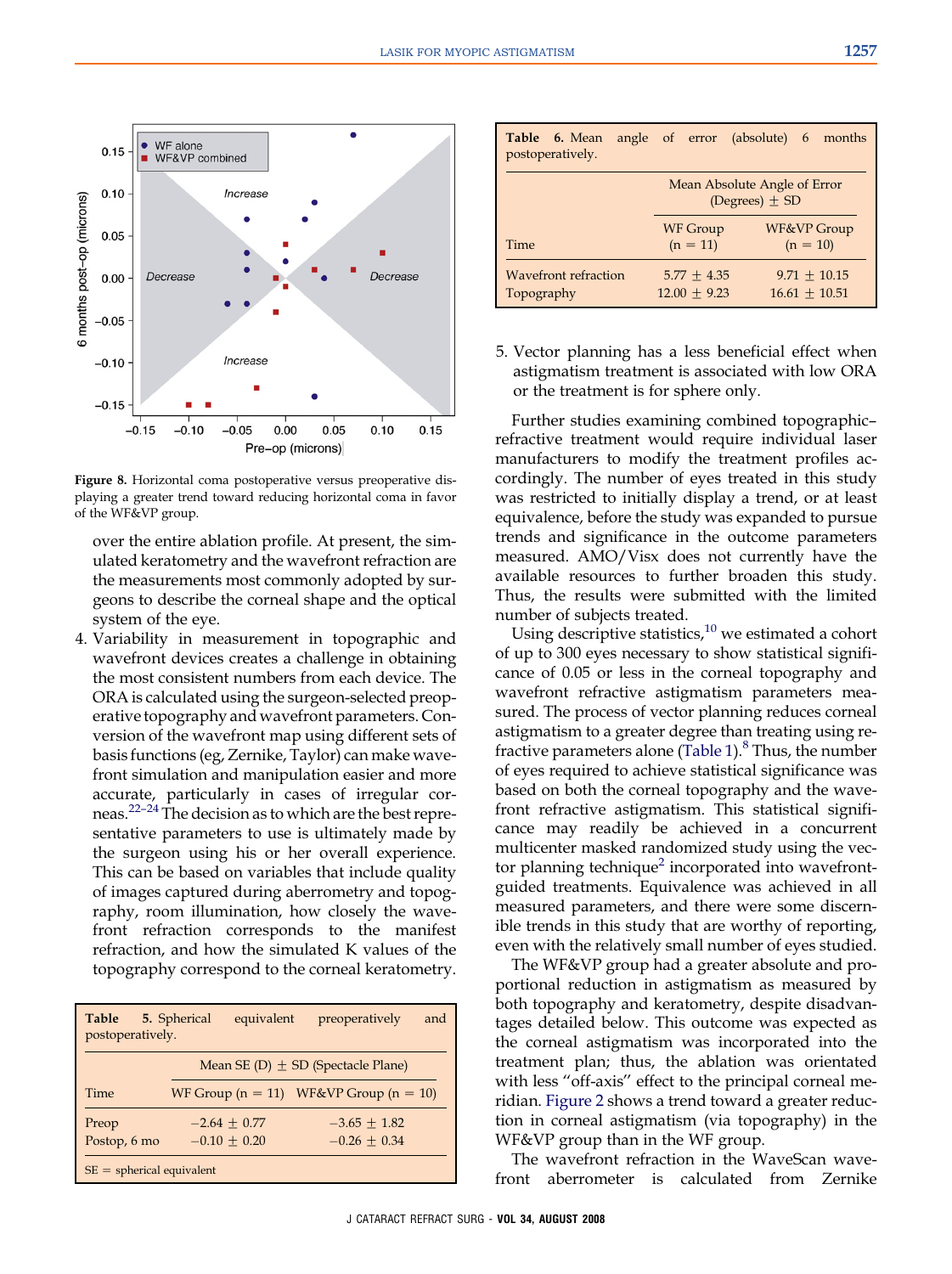Figure 8. Horizontal coma postoperative versus preoperative displaying a greater trend toward reducing horizontal coma in favor of the WF&VP group.

over the entire ablation profile. At present, the simulated keratometry and the wavefront refraction are the measurements most commonly adopted by surgeons to describe the corneal shape and the optical system of the eye.

4. Variability in measurement in topographic and wavefront devices creates a challenge in obtaining the most consistent numbers from each device. The ORA is calculated using the surgeon-selected preoperative topography and wavefront parameters. Conversion of the wavefront map using different sets of basis functions (eg, Zernike, Taylor) can make wavefront simulation and manipulation easier and more accurate, particularly in cases of irregular corneas.[22–24] The decision as to which are the best representative parameters to use is ultimately made by the surgeon using his or her overall experience. This can be based on variables that include quality of images captured during aberrometry and topography, room illumination, how closely the wavefront refraction corresponds to the manifest refraction, and how the simulated K values of the topography correspond to the corneal keratometry.

**Table 5.** Spherical equivalent preoperatively and postoperatively.

| | Mean SE (D) ± SD (Spectacle Plane) | |
|---|---|---|
| Time | WF Group (n = 11) | WF&VP Group (n = 10) |
| Preop | −2.64 ± 0.77 | −3.65 ± 1.82 |
| Postop, 6 mo | −0.10 ± 0.20 | −0.26 ± 0.34 |

SE = spherical equivalent

**Table 6.** Mean angle of error (absolute) 6 months postoperatively.

| | Mean Absolute Angle of Error (Degrees) ± SD | |
|---|---|---|
| Time | WF Group (n = 11) | WF&VP Group (n = 10) |
| Wavefront refraction | 5.77 ± 4.35 | 9.71 ± 10.15 |
| Topography | 12.00 ± 9.23 | 16.61 ± 10.51 |

5. Vector planning has a less beneficial effect when astigmatism treatment is associated with low ORA or the treatment is for sphere only.

Further studies examining combined topographic–refractive treatment would require individual laser manufacturers to modify the treatment profiles accordingly. The number of eyes treated in this study was restricted to initially display a trend, or at least equivalence, before the study was expanded to pursue trends and significance in the outcome parameters measured. AMO/Visx does not currently have the available resources to further broaden this study. Thus, the results were submitted with the limited number of subjects treated.

Using descriptive statistics,[10] we estimated a cohort of up to 300 eyes necessary to show statistical significance of 0.05 or less in the corneal topography and wavefront refractive astigmatism parameters measured. The process of vector planning reduces corneal astigmatism to a greater degree than treating using refractive parameters alone (Table 1).[8] Thus, the number of eyes required to achieve statistical significance was based on both the corneal topography and the wavefront refractive astigmatism. This statistical significance may readily be achieved in a concurrent multicenter masked randomized study using the vector planning technique[2] incorporated into wavefront-guided treatments. Equivalence was achieved in all measured parameters, and there were some discernible trends in this study that are worthy of reporting, even with the relatively small number of eyes studied.

The WF&VP group had a greater absolute and proportional reduction in astigmatism as measured by both topography and keratometry, despite disadvantages detailed below. This outcome was expected as the corneal astigmatism was incorporated into the treatment plan; thus, the ablation was orientated with less "off-axis" effect to the principal corneal meridian. Figure 2 shows a trend toward a greater reduction in corneal astigmatism (via topography) in the WF&VP group than in the WF group.

The wavefront refraction in the WaveScan wavefront aberrometer is calculated from Zernike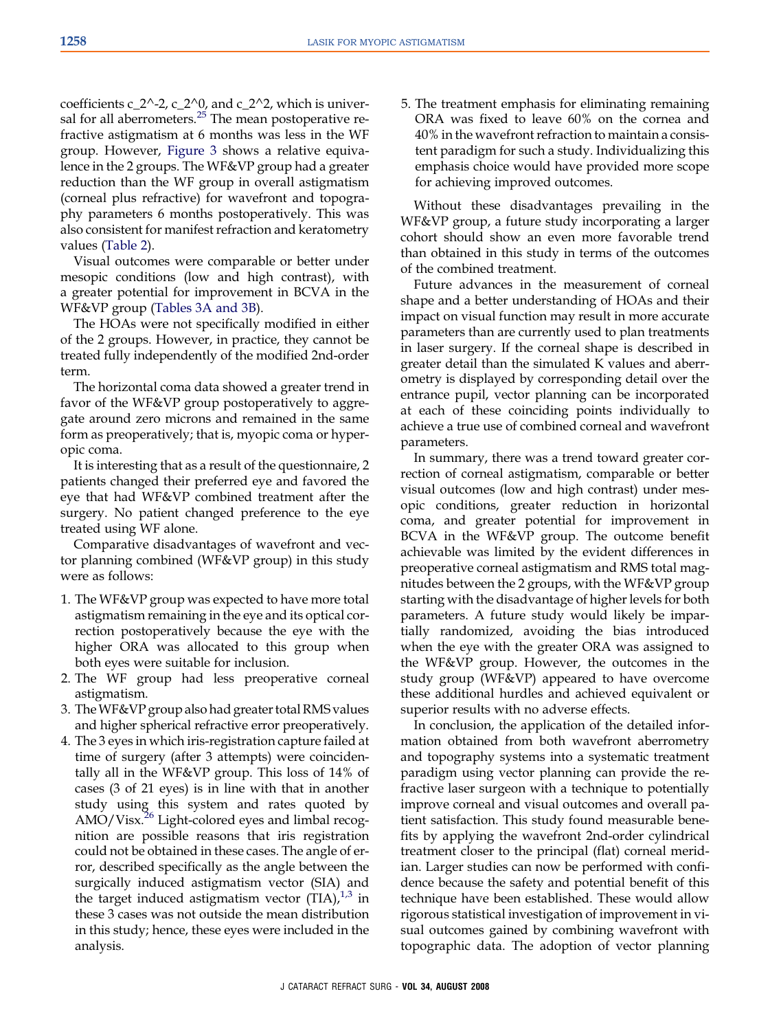coefficients $c_2^{-2}$, $c_2^0$, and $c_2^2$, which is universal for all aberrometers.[25] The mean postoperative refractive astigmatism at 6 months was less in the WF group. However, Figure 3 shows a relative equivalence in the 2 groups. The WF&VP group had a greater reduction than the WF group in overall astigmatism (corneal plus refractive) for wavefront and topography parameters 6 months postoperatively. This was also consistent for manifest refraction and keratometry values (Table 2).

Visual outcomes were comparable or better under mesopic conditions (low and high contrast), with a greater potential for improvement in BCVA in the WF&VP group (Tables 3A and 3B).

The HOAs were not specifically modified in either of the 2 groups. However, in practice, they cannot be treated fully independently of the modified 2nd-order term.

The horizontal coma data showed a greater trend in favor of the WF&VP group postoperatively to aggregate around zero microns and remained in the same form as preoperatively; that is, myopic coma or hyperopic coma.

It is interesting that as a result of the questionnaire, 2 patients changed their preferred eye and favored the eye that had WF&VP combined treatment after the surgery. No patient changed preference to the eye treated using WF alone.

Comparative disadvantages of wavefront and vector planning combined (WF&VP group) in this study were as follows:

1. The WF&VP group was expected to have more total astigmatism remaining in the eye and its optical correction postoperatively because the eye with the higher ORA was allocated to this group when both eyes were suitable for inclusion.
2. The WF group had less preoperative corneal astigmatism.
3. The WF&VP group also had greater total RMS values and higher spherical refractive error preoperatively.
4. The 3 eyes in which iris-registration capture failed at time of surgery (after 3 attempts) were coincidentally all in the WF&VP group. This loss of 14% of cases (3 of 21 eyes) is in line with that in another study using this system and rates quoted by AMO/Visx.[26] Light-colored eyes and limbal recognition are possible reasons that iris registration could not be obtained in these cases. The angle of error, described specifically as the angle between the surgically induced astigmatism vector (SIA) and the target induced astigmatism vector (TIA),[1,3] in these 3 cases was not outside the mean distribution in this study; hence, these eyes were included in the analysis.
5. The treatment emphasis for eliminating remaining ORA was fixed to leave 60% on the cornea and 40% in the wavefront refraction to maintain a consistent paradigm for such a study. Individualizing this emphasis choice would have provided more scope for achieving improved outcomes.

Without these disadvantages prevailing in the WF&VP group, a future study incorporating a larger cohort should show an even more favorable trend than obtained in this study in terms of the outcomes of the combined treatment.

Future advances in the measurement of corneal shape and a better understanding of HOAs and their impact on visual function may result in more accurate parameters than are currently used to plan treatments in laser surgery. If the corneal shape is described in greater detail than the simulated K values and aberrometry is displayed by corresponding detail over the entrance pupil, vector planning can be incorporated at each of these coinciding points individually to achieve a true use of combined corneal and wavefront parameters.

In summary, there was a trend toward greater correction of corneal astigmatism, comparable or better visual outcomes (low and high contrast) under mesopic conditions, greater reduction in horizontal coma, and greater potential for improvement in BCVA in the WF&VP group. The outcome benefit achievable was limited by the evident differences in preoperative corneal astigmatism and RMS total magnitudes between the 2 groups, with the WF&VP group starting with the disadvantage of higher levels for both parameters. A future study would likely be impartially randomized, avoiding the bias introduced when the eye with the greater ORA was assigned to the WF&VP group. However, the outcomes in the study group (WF&VP) appeared to have overcome these additional hurdles and achieved equivalent or superior results with no adverse effects.

In conclusion, the application of the detailed information obtained from both wavefront aberrometry and topography systems into a systematic treatment paradigm using vector planning can provide the refractive laser surgeon with a technique to potentially improve corneal and visual outcomes and overall patient satisfaction. This study found measurable benefits by applying the wavefront 2nd-order cylindrical treatment closer to the principal (flat) corneal meridian. Larger studies can now be performed with confidence because the safety and potential benefit of this technique have been established. These would allow rigorous statistical investigation of improvement in visual outcomes gained by combining wavefront with topographic data. The adoption of vector planning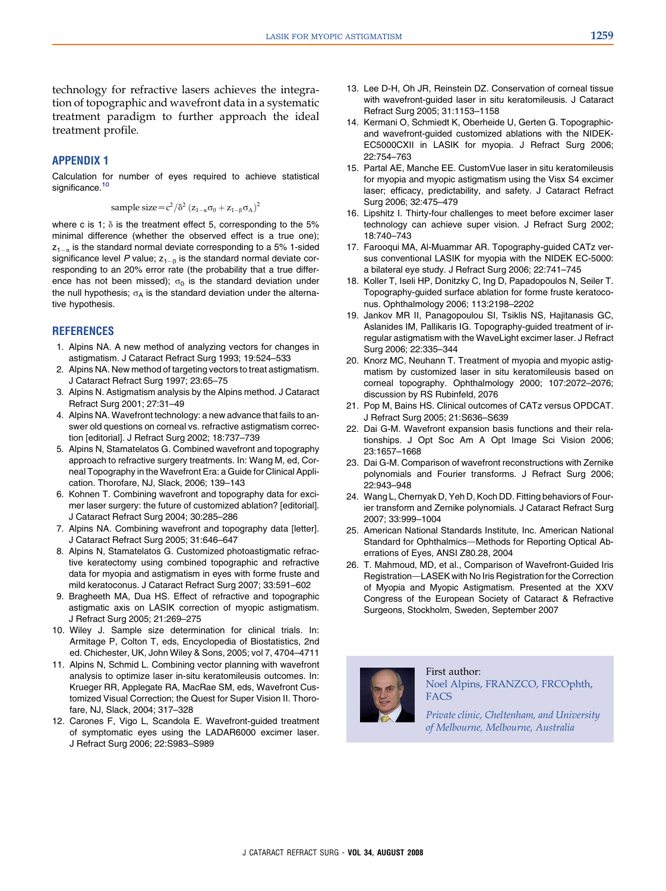technology for refractive lasers achieves the integration of topographic and wavefront data in a systematic treatment paradigm to further approach the ideal treatment profile.

## APPENDIX 1

Calculation for number of eyes required to achieve statistical significance.[10]

$$\text{sample size} = c^2/\delta^2\,(z_{1-\alpha}\sigma_0 + z_{1-\beta}\sigma_A)^2$$

where c is 1; $\delta$ is the treatment effect 5, corresponding to the 5% minimal difference (whether the observed effect is a true one); $z_{1-\alpha}$ is the standard normal deviate corresponding to a 5% 1-sided significance level *P* value; $z_{1-\beta}$ is the standard normal deviate corresponding to an 20% error rate (the probability that a true difference has not been missed); $\sigma_0$ is the standard deviation under the null hypothesis; $\sigma_A$ is the standard deviation under the alternative hypothesis.

## REFERENCES

1. Alpins NA. A new method of analyzing vectors for changes in astigmatism. J Cataract Refract Surg 1993; 19:524–533
2. Alpins NA. New method of targeting vectors to treat astigmatism. J Cataract Refract Surg 1997; 23:65–75
3. Alpins N. Astigmatism analysis by the Alpins method. J Cataract Refract Surg 2001; 27:31–49
4. Alpins NA. Wavefront technology: a new advance that fails to answer old questions on corneal vs. refractive astigmatism correction [editorial]. J Refract Surg 2002; 18:737–739
5. Alpins N, Stamatelatos G. Combined wavefront and topography approach to refractive surgery treatments. In: Wang M, ed, Corneal Topography in the Wavefront Era: a Guide for Clinical Application. Thorofare, NJ, Slack, 2006; 139–143
6. Kohnen T. Combining wavefront and topography data for excimer laser surgery: the future of customized ablation? [editorial]. J Cataract Refract Surg 2004; 30:285–286
7. Alpins NA. Combining wavefront and topography data [letter]. J Cataract Refract Surg 2005; 31:646–647
8. Alpins N, Stamatelatos G. Customized photoastigmatic refractive keratectomy using combined topographic and refractive data for myopia and astigmatism in eyes with forme fruste and mild keratoconus. J Cataract Refract Surg 2007; 33:591–602
9. Bragheeth MA, Dua HS. Effect of refractive and topographic astigmatic axis on LASIK correction of myopic astigmatism. J Refract Surg 2005; 21:269–275
10. Wiley J. Sample size determination for clinical trials. In: Armitage P, Colton T, eds, Encyclopedia of Biostatistics, 2nd ed. Chichester, UK, John Wiley & Sons, 2005; vol 7, 4704–4711
11. Alpins N, Schmid L. Combining vector planning with wavefront analysis to optimize laser in-situ keratomileusis outcomes. In: Krueger RR, Applegate RA, MacRae SM, eds, Wavefront Customized Visual Correction; the Quest for Super Vision II. Thorofare, NJ, Slack, 2004; 317–328
12. Carones F, Vigo L, Scandola E. Wavefront-guided treatment of symptomatic eyes using the LADAR6000 excimer laser. J Refract Surg 2006; 22:S983–S989
13. Lee D-H, Oh JR, Reinstein DZ. Conservation of corneal tissue with wavefront-guided laser in situ keratomileusis. J Cataract Refract Surg 2005; 31:1153–1158
14. Kermani O, Schmiedt K, Oberheide U, Gerten G. Topographic- and wavefront-guided customized ablations with the NIDEK-EC5000CXII in LASIK for myopia. J Refract Surg 2006; 22:754–763
15. Partal AE, Manche EE. CustomVue laser in situ keratomileusis for myopia and myopic astigmatism using the Visx S4 excimer laser; efficacy, predictability, and safety. J Cataract Refract Surg 2006; 32:475–479
16. Lipshitz I. Thirty-four challenges to meet before excimer laser technology can achieve super vision. J Refract Surg 2002; 18:740–743
17. Farooqui MA, Al-Muammar AR. Topography-guided CATz versus conventional LASIK for myopia with the NIDEK EC-5000: a bilateral eye study. J Refract Surg 2006; 22:741–745
18. Koller T, Iseli HP, Donitzky C, Ing D, Papadopoulos N, Seiler T. Topography-guided surface ablation for forme fruste keratoconus. Ophthalmology 2006; 113:2198–2202
19. Jankov MR II, Panagopoulou SI, Tsiklis NS, Hajitanasis GC, Aslanides IM, Pallikaris IG. Topography-guided treatment of irregular astigmatism with the WaveLight excimer laser. J Refract Surg 2006; 22:335–344
20. Knorz MC, Neuhann T. Treatment of myopia and myopic astigmatism by customized laser in situ keratomileusis based on corneal topography. Ophthalmology 2000; 107:2072–2076; discussion by RS Rubinfeld, 2076
21. Pop M, Bains HS. Clinical outcomes of CATz versus OPDCAT. J Refract Surg 2005; 21:S636–S639
22. Dai G-M. Wavefront expansion basis functions and their relationships. J Opt Soc Am A Opt Image Sci Vision 2006; 23:1657–1668
23. Dai G-M. Comparison of wavefront reconstructions with Zernike polynomials and Fourier transforms. J Refract Surg 2006; 22:943–948
24. Wang L, Chernyak D, Yeh D, Koch DD. Fitting behaviors of Fourier transform and Zernike polynomials. J Cataract Refract Surg 2007; 33:999–1004
25. American National Standards Institute, Inc. American National Standard for Ophthalmics—Methods for Reporting Optical Aberrations of Eyes, ANSI Z80.28, 2004
26. T. Mahmoud, MD, et al., Comparison of Wavefront-Guided Iris Registration—LASEK with No Iris Registration for the Correction of Myopia and Myopic Astigmatism. Presented at the XXV Congress of the European Society of Cataract & Refractive Surgeons, Stockholm, Sweden, September 2007

First author:
Noel Alpins, FRANZCO, FRCOphth, FACS

*Private clinic, Cheltenham, and University of Melbourne, Melbourne, Australia*